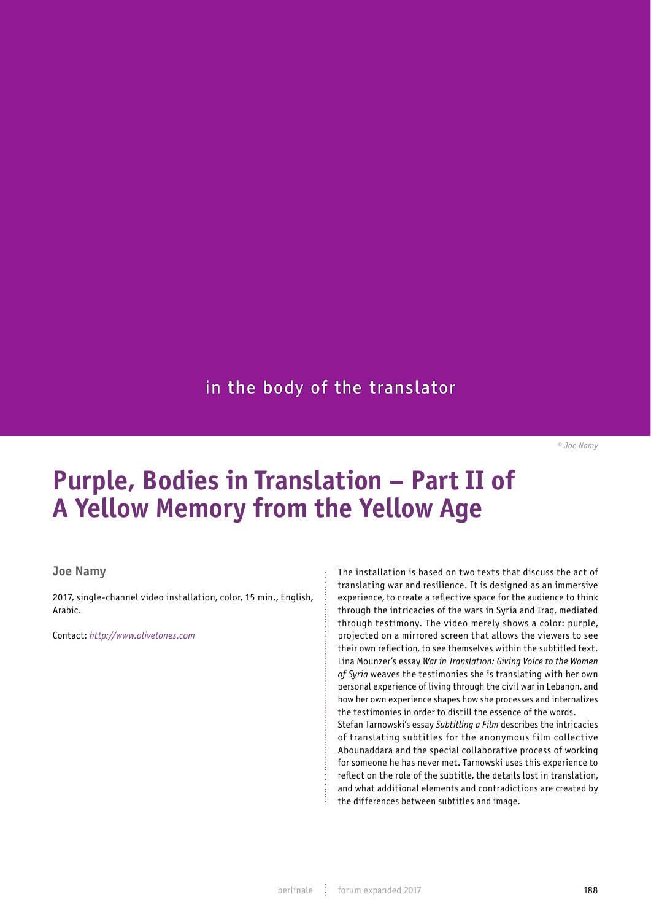in the body of the translator

© Joe Namy

# Purple, Bodies in Translation – Part II of A Yellow Memory from the Yellow Age

**Joe Namy**

2017, single-channel video installation, color, 15 min., English, Arabic.

Contact: *http://www.olivetones.com*

The installation is based on two texts that discuss the act of translating war and resilience. It is designed as an immersive experience, to create a reflective space for the audience to think through the intricacies of the wars in Syria and Iraq, mediated through testimony. The video merely shows a color: purple, projected on a mirrored screen that allows the viewers to see their own reflection, to see themselves within the subtitled text. Lina Mounzer's essay *War in Translation: Giving Voice to the Women of Syria* weaves the testimonies she is translating with her own personal experience of living through the civil war in Lebanon, and how her own experience shapes how she processes and internalizes the testimonies in order to distill the essence of the words.
Stefan Tarnowski's essay *Subtitling a Film* describes the intricacies of translating subtitles for the anonymous film collective Abounaddara and the special collaborative process of working for someone he has never met. Tarnowski uses this experience to reflect on the role of the subtitle, the details lost in translation, and what additional elements and contradictions are created by the differences between subtitles and image.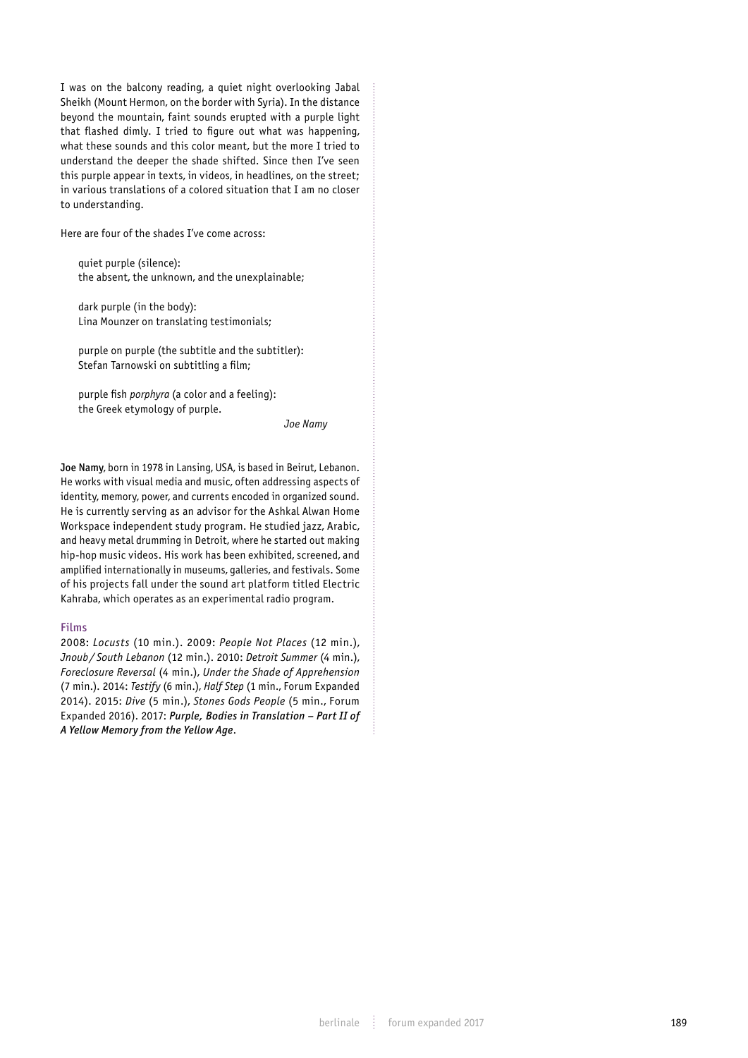I was on the balcony reading, a quiet night overlooking Jabal Sheikh (Mount Hermon, on the border with Syria). In the distance beyond the mountain, faint sounds erupted with a purple light that flashed dimly. I tried to figure out what was happening, what these sounds and this color meant, but the more I tried to understand the deeper the shade shifted. Since then I've seen this purple appear in texts, in videos, in headlines, on the street; in various translations of a colored situation that I am no closer to understanding.

Here are four of the shades I've come across:

> quiet purple (silence):
> the absent, the unknown, and the unexplainable;
>
> dark purple (in the body):
> Lina Mounzer on translating testimonials;
>
> purple on purple (the subtitle and the subtitler):
> Stefan Tarnowski on subtitling a film;
>
> purple fish *porphyra* (a color and a feeling):
> the Greek etymology of purple.

*Joe Namy*

**Joe Namy**, born in 1978 in Lansing, USA, is based in Beirut, Lebanon. He works with visual media and music, often addressing aspects of identity, memory, power, and currents encoded in organized sound. He is currently serving as an advisor for the Ashkal Alwan Home Workspace independent study program. He studied jazz, Arabic, and heavy metal drumming in Detroit, where he started out making hip-hop music videos. His work has been exhibited, screened, and amplified internationally in museums, galleries, and festivals. Some of his projects fall under the sound art platform titled Electric Kahraba, which operates as an experimental radio program.

### Films

2008: *Locusts* (10 min.). 2009: *People Not Places* (12 min.), *Jnoub / South Lebanon* (12 min.). 2010: *Detroit Summer* (4 min.), *Foreclosure Reversal* (4 min.), *Under the Shade of Apprehension* (7 min.). 2014: *Testify* (6 min.), *Half Step* (1 min., Forum Expanded 2014). 2015: *Dive* (5 min.), *Stones Gods People* (5 min., Forum Expanded 2016). 2017: ***Purple, Bodies in Translation – Part II of A Yellow Memory from the Yellow Age***.